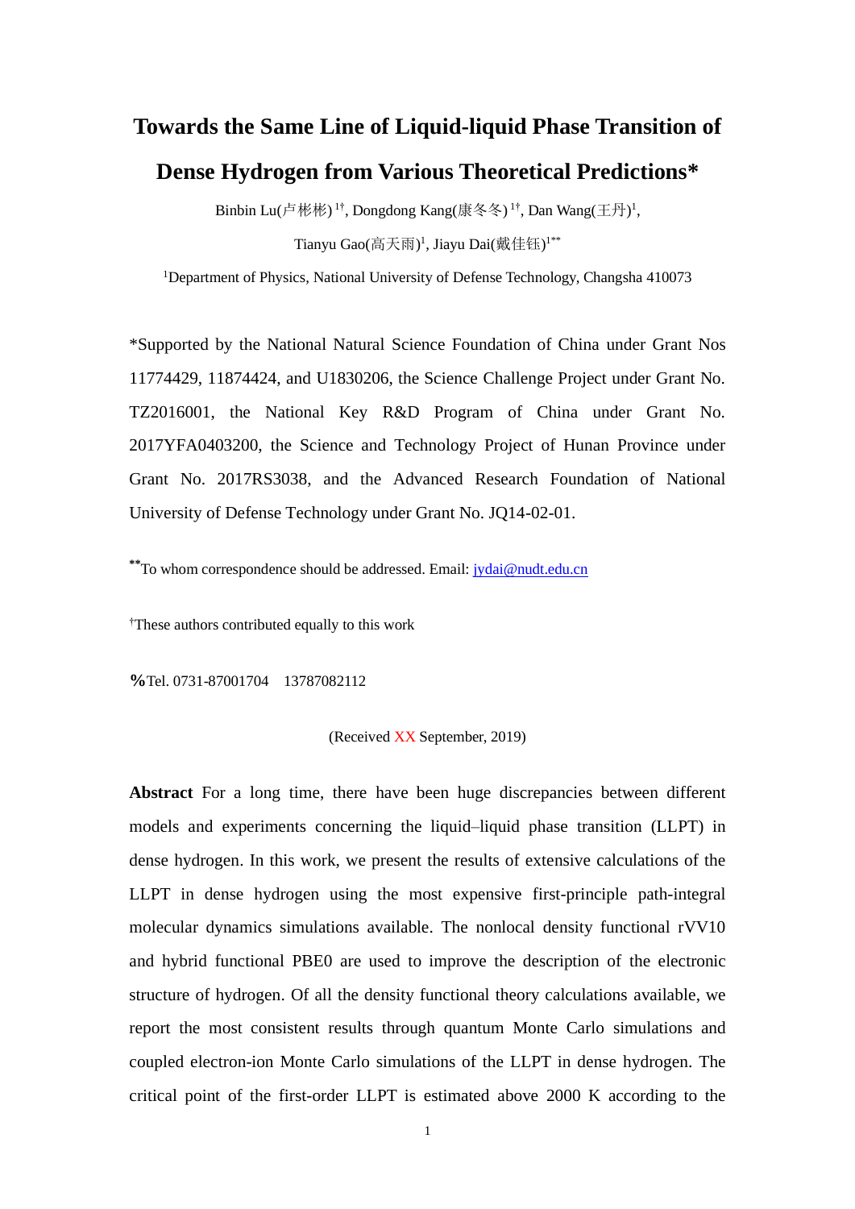# Towards the Same Line of Liquid-liquid Phase Transition of Dense Hydrogen from Various Theoretical Predictions*

Binbin Lu(卢彬彬) [1†], Dongdong Kang(康冬冬) [1†], Dan Wang(王丹)[1],

Tianyu Gao(高天雨)[1], Jiayu Dai(戴佳钰)[1**]

[1]Department of Physics, National University of Defense Technology, Changsha 410073

*Supported by the National Natural Science Foundation of China under Grant Nos 11774429, 11874424, and U1830206, the Science Challenge Project under Grant No. TZ2016001, the National Key R&D Program of China under Grant No. 2017YFA0403200, the Science and Technology Project of Hunan Province under Grant No. 2017RS3038, and the Advanced Research Foundation of National University of Defense Technology under Grant No. JQ14-02-01.

**To whom correspondence should be addressed. Email: jydai@nudt.edu.cn

†These authors contributed equally to this work

%Tel. 0731-87001704 13787082112

(Received XX September, 2019)

**Abstract** For a long time, there have been huge discrepancies between different models and experiments concerning the liquid–liquid phase transition (LLPT) in dense hydrogen. In this work, we present the results of extensive calculations of the LLPT in dense hydrogen using the most expensive first-principle path-integral molecular dynamics simulations available. The nonlocal density functional rVV10 and hybrid functional PBE0 are used to improve the description of the electronic structure of hydrogen. Of all the density functional theory calculations available, we report the most consistent results through quantum Monte Carlo simulations and coupled electron-ion Monte Carlo simulations of the LLPT in dense hydrogen. The critical point of the first-order LLPT is estimated above 2000 K according to the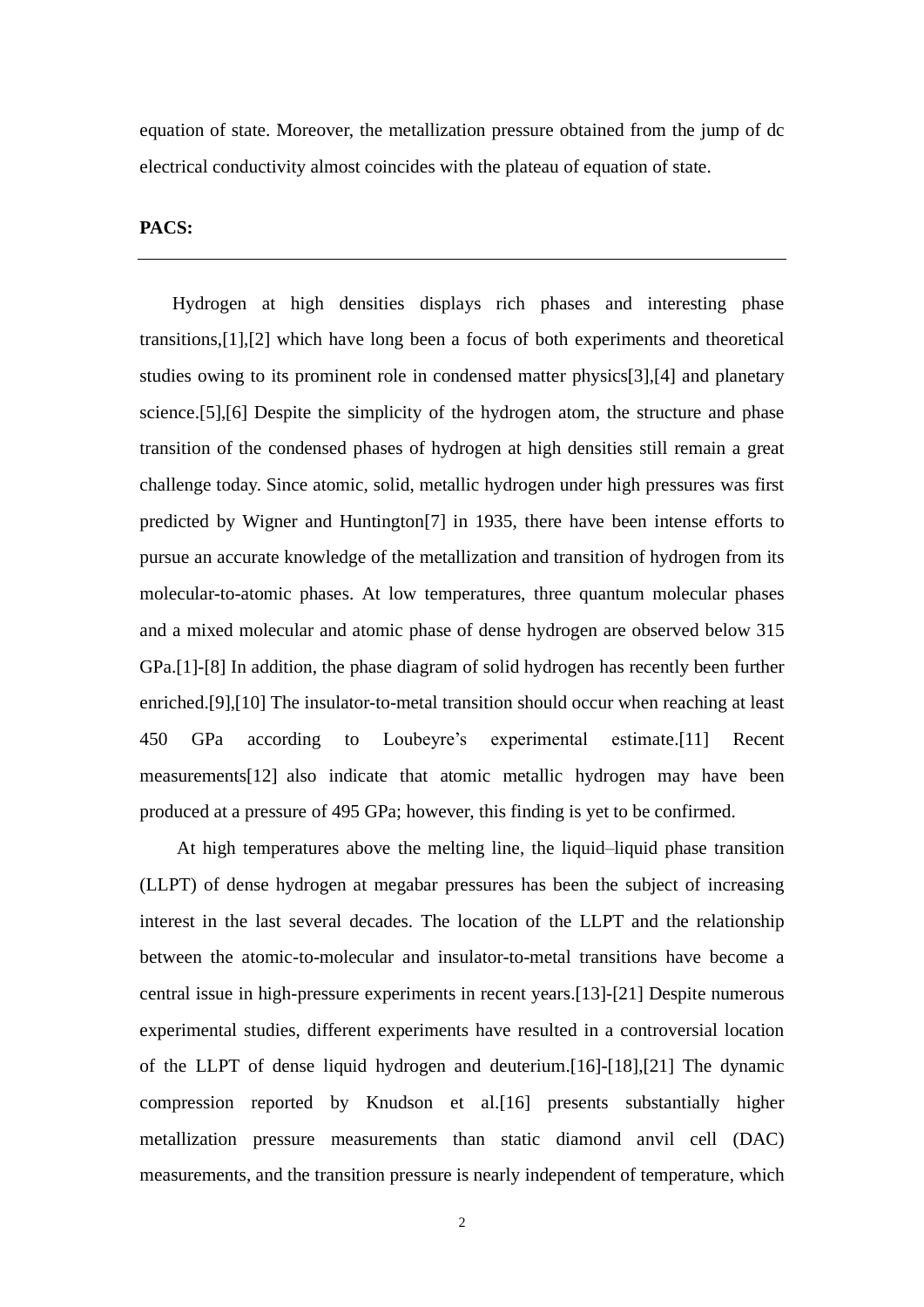equation of state. Moreover, the metallization pressure obtained from the jump of dc electrical conductivity almost coincides with the plateau of equation of state.

**PACS:**

---

Hydrogen at high densities displays rich phases and interesting phase transitions,[1],[2] which have long been a focus of both experiments and theoretical studies owing to its prominent role in condensed matter physics[3],[4] and planetary science.[5],[6] Despite the simplicity of the hydrogen atom, the structure and phase transition of the condensed phases of hydrogen at high densities still remain a great challenge today. Since atomic, solid, metallic hydrogen under high pressures was first predicted by Wigner and Huntington[7] in 1935, there have been intense efforts to pursue an accurate knowledge of the metallization and transition of hydrogen from its molecular-to-atomic phases. At low temperatures, three quantum molecular phases and a mixed molecular and atomic phase of dense hydrogen are observed below 315 GPa.[1]-[8] In addition, the phase diagram of solid hydrogen has recently been further enriched.[9],[10] The insulator-to-metal transition should occur when reaching at least 450 GPa according to Loubeyre's experimental estimate.[11] Recent measurements[12] also indicate that atomic metallic hydrogen may have been produced at a pressure of 495 GPa; however, this finding is yet to be confirmed.

At high temperatures above the melting line, the liquid–liquid phase transition (LLPT) of dense hydrogen at megabar pressures has been the subject of increasing interest in the last several decades. The location of the LLPT and the relationship between the atomic-to-molecular and insulator-to-metal transitions have become a central issue in high-pressure experiments in recent years.[13]-[21] Despite numerous experimental studies, different experiments have resulted in a controversial location of the LLPT of dense liquid hydrogen and deuterium.[16]-[18],[21] The dynamic compression reported by Knudson et al.[16] presents substantially higher metallization pressure measurements than static diamond anvil cell (DAC) measurements, and the transition pressure is nearly independent of temperature, which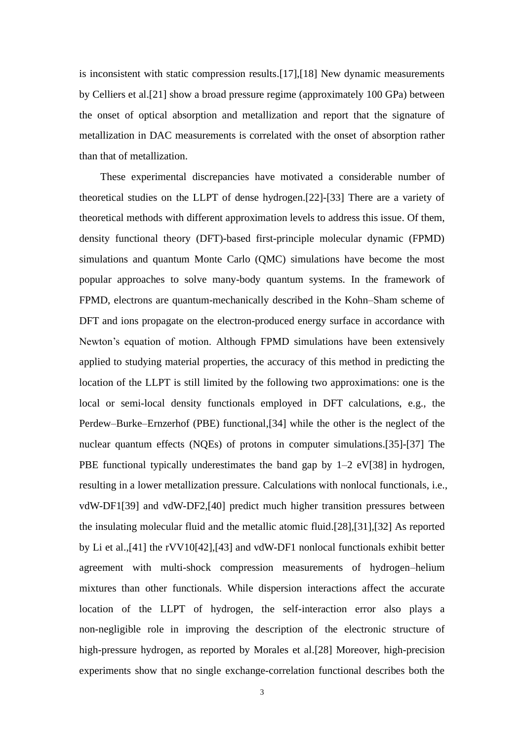is inconsistent with static compression results.[17],[18] New dynamic measurements by Celliers et al.[21] show a broad pressure regime (approximately 100 GPa) between the onset of optical absorption and metallization and report that the signature of metallization in DAC measurements is correlated with the onset of absorption rather than that of metallization.

These experimental discrepancies have motivated a considerable number of theoretical studies on the LLPT of dense hydrogen.[22]-[33] There are a variety of theoretical methods with different approximation levels to address this issue. Of them, density functional theory (DFT)-based first-principle molecular dynamic (FPMD) simulations and quantum Monte Carlo (QMC) simulations have become the most popular approaches to solve many-body quantum systems. In the framework of FPMD, electrons are quantum-mechanically described in the Kohn–Sham scheme of DFT and ions propagate on the electron-produced energy surface in accordance with Newton's equation of motion. Although FPMD simulations have been extensively applied to studying material properties, the accuracy of this method in predicting the location of the LLPT is still limited by the following two approximations: one is the local or semi-local density functionals employed in DFT calculations, e.g., the Perdew–Burke–Ernzerhof (PBE) functional,[34] while the other is the neglect of the nuclear quantum effects (NQEs) of protons in computer simulations.[35]-[37] The PBE functional typically underestimates the band gap by 1–2 eV[38] in hydrogen, resulting in a lower metallization pressure. Calculations with nonlocal functionals, i.e., vdW-DF1[39] and vdW-DF2,[40] predict much higher transition pressures between the insulating molecular fluid and the metallic atomic fluid.[28],[31],[32] As reported by Li et al.,[41] the rVV10[42],[43] and vdW-DF1 nonlocal functionals exhibit better agreement with multi-shock compression measurements of hydrogen–helium mixtures than other functionals. While dispersion interactions affect the accurate location of the LLPT of hydrogen, the self-interaction error also plays a non-negligible role in improving the description of the electronic structure of high-pressure hydrogen, as reported by Morales et al.[28] Moreover, high-precision experiments show that no single exchange-correlation functional describes both the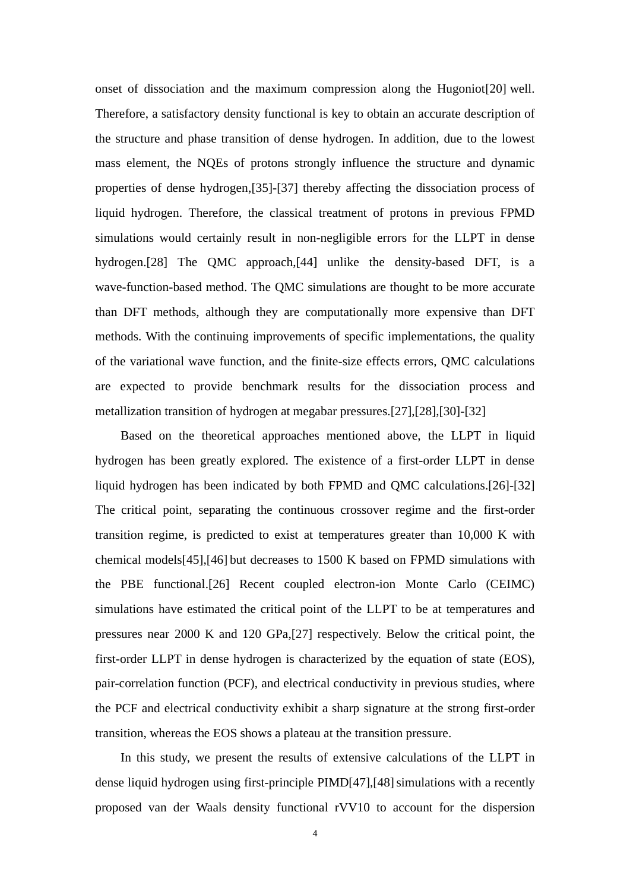onset of dissociation and the maximum compression along the Hugoniot[20] well. Therefore, a satisfactory density functional is key to obtain an accurate description of the structure and phase transition of dense hydrogen. In addition, due to the lowest mass element, the NQEs of protons strongly influence the structure and dynamic properties of dense hydrogen,[35]-[37] thereby affecting the dissociation process of liquid hydrogen. Therefore, the classical treatment of protons in previous FPMD simulations would certainly result in non-negligible errors for the LLPT in dense hydrogen.[28] The QMC approach,[44] unlike the density-based DFT, is a wave-function-based method. The QMC simulations are thought to be more accurate than DFT methods, although they are computationally more expensive than DFT methods. With the continuing improvements of specific implementations, the quality of the variational wave function, and the finite-size effects errors, QMC calculations are expected to provide benchmark results for the dissociation process and metallization transition of hydrogen at megabar pressures.[27],[28],[30]-[32]

Based on the theoretical approaches mentioned above, the LLPT in liquid hydrogen has been greatly explored. The existence of a first-order LLPT in dense liquid hydrogen has been indicated by both FPMD and QMC calculations.[26]-[32] The critical point, separating the continuous crossover regime and the first-order transition regime, is predicted to exist at temperatures greater than 10,000 K with chemical models[45],[46] but decreases to 1500 K based on FPMD simulations with the PBE functional.[26] Recent coupled electron-ion Monte Carlo (CEIMC) simulations have estimated the critical point of the LLPT to be at temperatures and pressures near 2000 K and 120 GPa,[27] respectively. Below the critical point, the first-order LLPT in dense hydrogen is characterized by the equation of state (EOS), pair-correlation function (PCF), and electrical conductivity in previous studies, where the PCF and electrical conductivity exhibit a sharp signature at the strong first-order transition, whereas the EOS shows a plateau at the transition pressure.

In this study, we present the results of extensive calculations of the LLPT in dense liquid hydrogen using first-principle PIMD[47],[48] simulations with a recently proposed van der Waals density functional rVV10 to account for the dispersion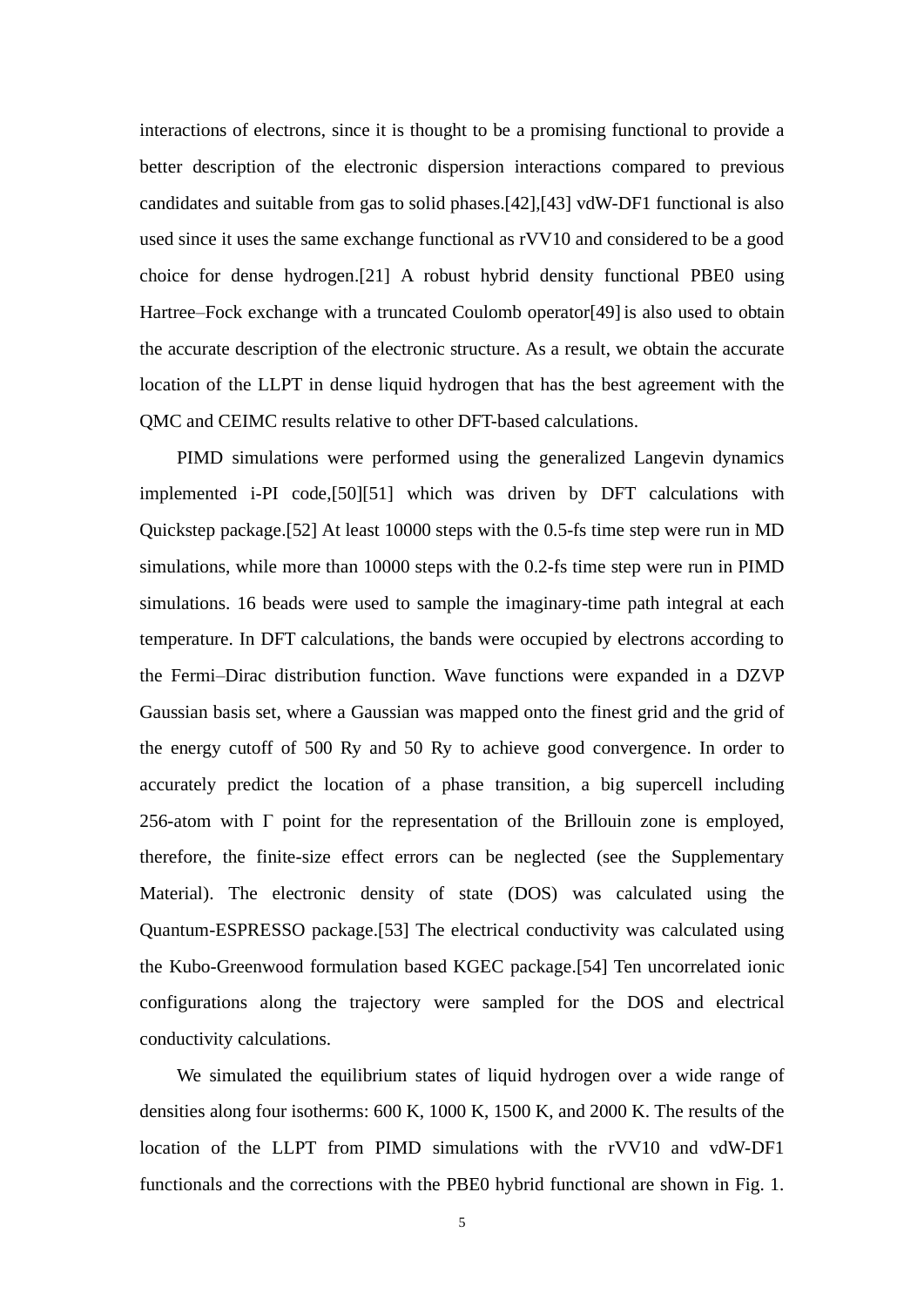interactions of electrons, since it is thought to be a promising functional to provide a better description of the electronic dispersion interactions compared to previous candidates and suitable from gas to solid phases.[42],[43] vdW-DF1 functional is also used since it uses the same exchange functional as rVV10 and considered to be a good choice for dense hydrogen.[21] A robust hybrid density functional PBE0 using Hartree–Fock exchange with a truncated Coulomb operator[49] is also used to obtain the accurate description of the electronic structure. As a result, we obtain the accurate location of the LLPT in dense liquid hydrogen that has the best agreement with the QMC and CEIMC results relative to other DFT-based calculations.

PIMD simulations were performed using the generalized Langevin dynamics implemented i-PI code,[50][51] which was driven by DFT calculations with Quickstep package.[52] At least 10000 steps with the 0.5-fs time step were run in MD simulations, while more than 10000 steps with the 0.2-fs time step were run in PIMD simulations. 16 beads were used to sample the imaginary-time path integral at each temperature. In DFT calculations, the bands were occupied by electrons according to the Fermi–Dirac distribution function. Wave functions were expanded in a DZVP Gaussian basis set, where a Gaussian was mapped onto the finest grid and the grid of the energy cutoff of 500 Ry and 50 Ry to achieve good convergence. In order to accurately predict the location of a phase transition, a big supercell including 256-atom with Γ point for the representation of the Brillouin zone is employed, therefore, the finite-size effect errors can be neglected (see the Supplementary Material). The electronic density of state (DOS) was calculated using the Quantum-ESPRESSO package.[53] The electrical conductivity was calculated using the Kubo-Greenwood formulation based KGEC package.[54] Ten uncorrelated ionic configurations along the trajectory were sampled for the DOS and electrical conductivity calculations.

We simulated the equilibrium states of liquid hydrogen over a wide range of densities along four isotherms: 600 K, 1000 K, 1500 K, and 2000 K. The results of the location of the LLPT from PIMD simulations with the rVV10 and vdW-DF1 functionals and the corrections with the PBE0 hybrid functional are shown in Fig. 1.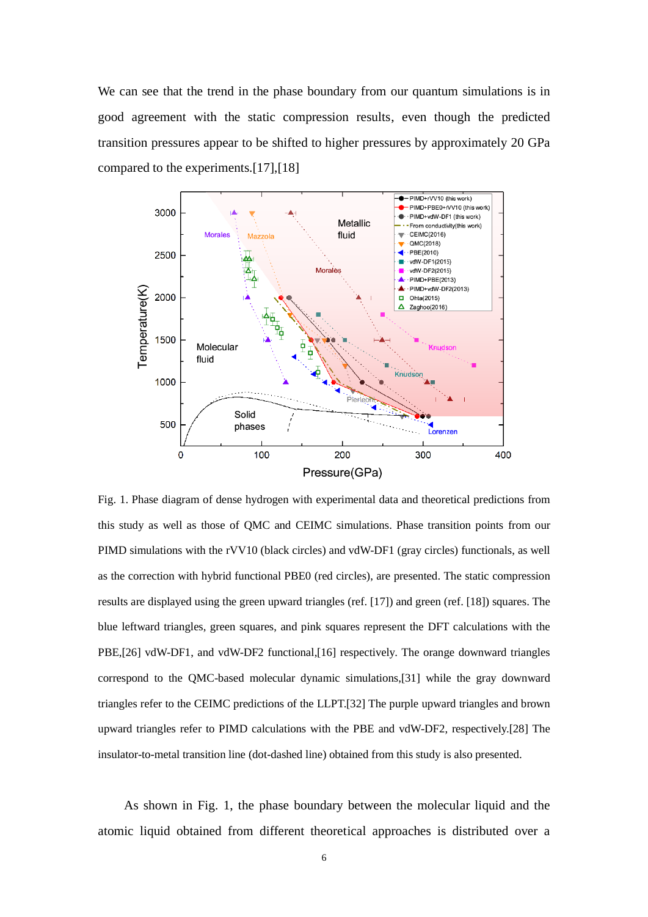We can see that the trend in the phase boundary from our quantum simulations is in good agreement with the static compression results, even though the predicted transition pressures appear to be shifted to higher pressures by approximately 20 GPa compared to the experiments.[17],[18]

Fig. 1. Phase diagram of dense hydrogen with experimental data and theoretical predictions from this study as well as those of QMC and CEIMC simulations. Phase transition points from our PIMD simulations with the rVV10 (black circles) and vdW-DF1 (gray circles) functionals, as well as the correction with hybrid functional PBE0 (red circles), are presented. The static compression results are displayed using the green upward triangles (ref. [17]) and green (ref. [18]) squares. The blue leftward triangles, green squares, and pink squares represent the DFT calculations with the PBE,[26] vdW-DF1, and vdW-DF2 functional,[16] respectively. The orange downward triangles correspond to the QMC-based molecular dynamic simulations,[31] while the gray downward triangles refer to the CEIMC predictions of the LLPT.[32] The purple upward triangles and brown upward triangles refer to PIMD calculations with the PBE and vdW-DF2, respectively.[28] The insulator-to-metal transition line (dot-dashed line) obtained from this study is also presented.

As shown in Fig. 1, the phase boundary between the molecular liquid and the atomic liquid obtained from different theoretical approaches is distributed over a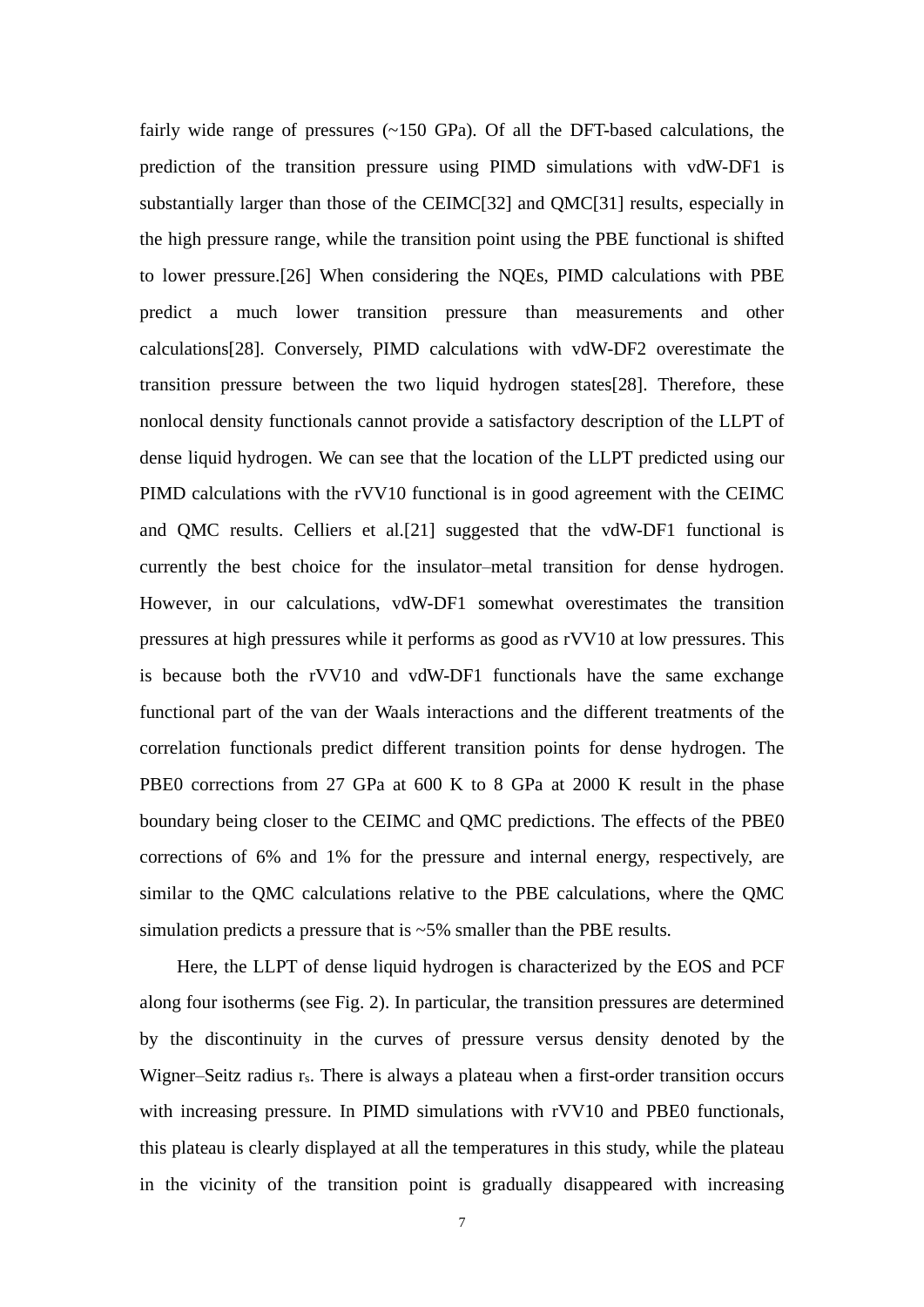fairly wide range of pressures (~150 GPa). Of all the DFT-based calculations, the prediction of the transition pressure using PIMD simulations with vdW-DF1 is substantially larger than those of the CEIMC[32] and QMC[31] results, especially in the high pressure range, while the transition point using the PBE functional is shifted to lower pressure.[26] When considering the NQEs, PIMD calculations with PBE predict a much lower transition pressure than measurements and other calculations[28]. Conversely, PIMD calculations with vdW-DF2 overestimate the transition pressure between the two liquid hydrogen states[28]. Therefore, these nonlocal density functionals cannot provide a satisfactory description of the LLPT of dense liquid hydrogen. We can see that the location of the LLPT predicted using our PIMD calculations with the rVV10 functional is in good agreement with the CEIMC and QMC results. Celliers et al.[21] suggested that the vdW-DF1 functional is currently the best choice for the insulator–metal transition for dense hydrogen. However, in our calculations, vdW-DF1 somewhat overestimates the transition pressures at high pressures while it performs as good as rVV10 at low pressures. This is because both the rVV10 and vdW-DF1 functionals have the same exchange functional part of the van der Waals interactions and the different treatments of the correlation functionals predict different transition points for dense hydrogen. The PBE0 corrections from 27 GPa at 600 K to 8 GPa at 2000 K result in the phase boundary being closer to the CEIMC and QMC predictions. The effects of the PBE0 corrections of 6% and 1% for the pressure and internal energy, respectively, are similar to the QMC calculations relative to the PBE calculations, where the QMC simulation predicts a pressure that is ~5% smaller than the PBE results.

Here, the LLPT of dense liquid hydrogen is characterized by the EOS and PCF along four isotherms (see Fig. 2). In particular, the transition pressures are determined by the discontinuity in the curves of pressure versus density denoted by the Wigner–Seitz radius $r_s$. There is always a plateau when a first-order transition occurs with increasing pressure. In PIMD simulations with rVV10 and PBE0 functionals, this plateau is clearly displayed at all the temperatures in this study, while the plateau in the vicinity of the transition point is gradually disappeared with increasing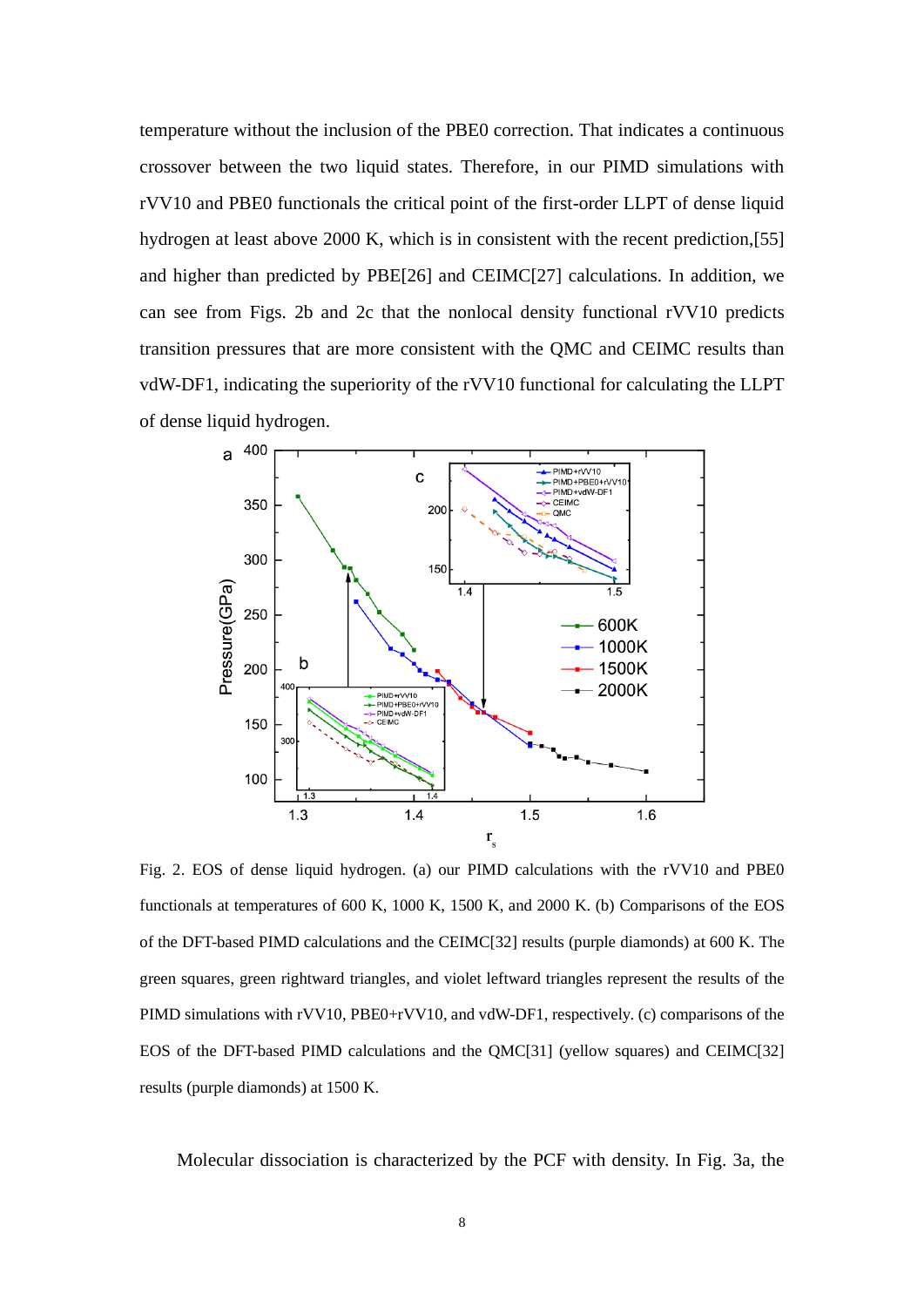temperature without the inclusion of the PBE0 correction. That indicates a continuous crossover between the two liquid states. Therefore, in our PIMD simulations with rVV10 and PBE0 functionals the critical point of the first-order LLPT of dense liquid hydrogen at least above 2000 K, which is in consistent with the recent prediction,[55] and higher than predicted by PBE[26] and CEIMC[27] calculations. In addition, we can see from Figs. 2b and 2c that the nonlocal density functional rVV10 predicts transition pressures that are more consistent with the QMC and CEIMC results than vdW-DF1, indicating the superiority of the rVV10 functional for calculating the LLPT of dense liquid hydrogen.

Fig. 2. EOS of dense liquid hydrogen. (a) our PIMD calculations with the rVV10 and PBE0 functionals at temperatures of 600 K, 1000 K, 1500 K, and 2000 K. (b) Comparisons of the EOS of the DFT-based PIMD calculations and the CEIMC[32] results (purple diamonds) at 600 K. The green squares, green rightward triangles, and violet leftward triangles represent the results of the PIMD simulations with rVV10, PBE0+rVV10, and vdW-DF1, respectively. (c) comparisons of the EOS of the DFT-based PIMD calculations and the QMC[31] (yellow squares) and CEIMC[32] results (purple diamonds) at 1500 K.

Molecular dissociation is characterized by the PCF with density. In Fig. 3a, the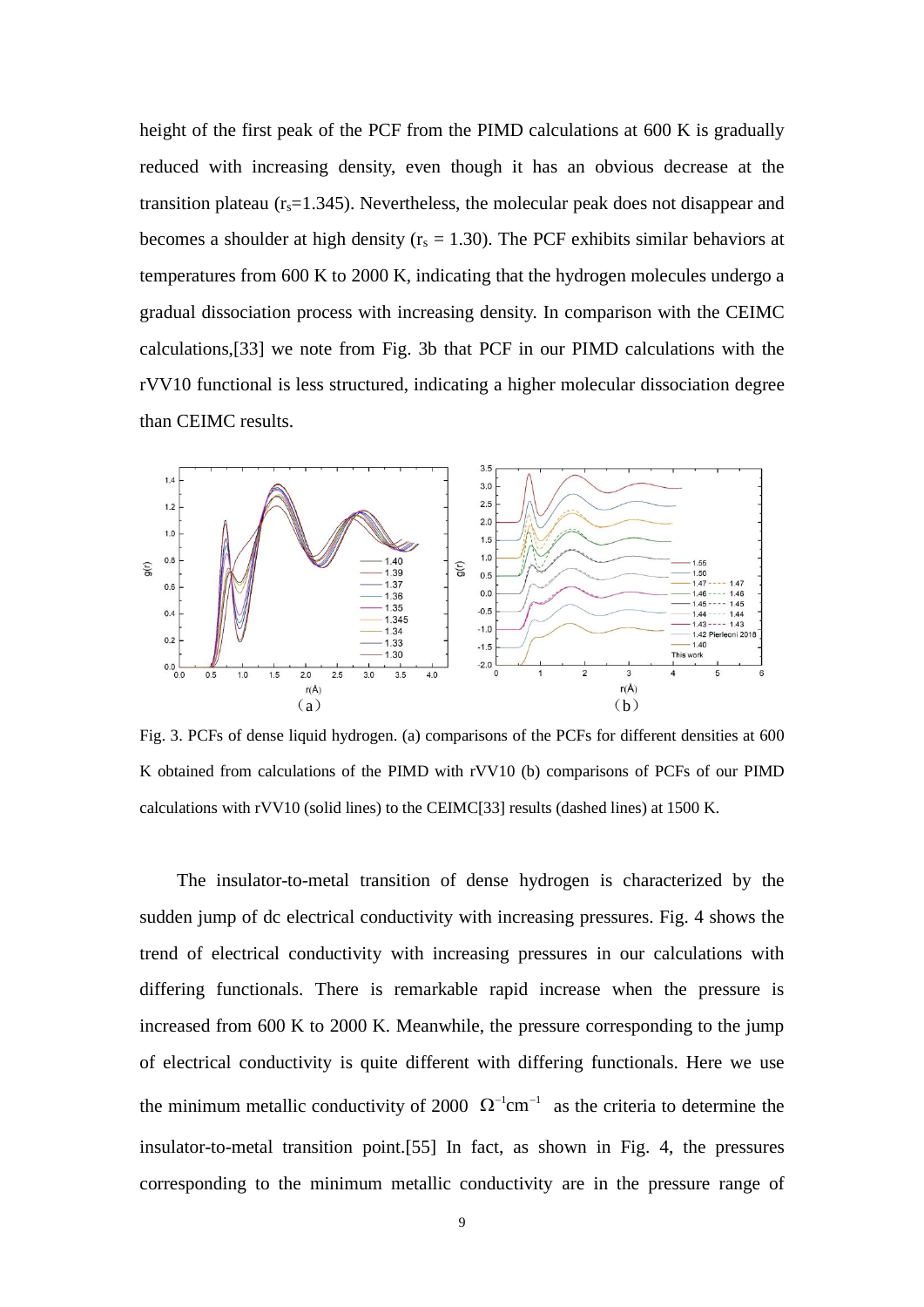height of the first peak of the PCF from the PIMD calculations at 600 K is gradually reduced with increasing density, even though it has an obvious decrease at the transition plateau ($r_s$=1.345). Nevertheless, the molecular peak does not disappear and becomes a shoulder at high density ($r_s$ = 1.30). The PCF exhibits similar behaviors at temperatures from 600 K to 2000 K, indicating that the hydrogen molecules undergo a gradual dissociation process with increasing density. In comparison with the CEIMC calculations,[33] we note from Fig. 3b that PCF in our PIMD calculations with the rVV10 functional is less structured, indicating a higher molecular dissociation degree than CEIMC results.

Fig. 3. PCFs of dense liquid hydrogen. (a) comparisons of the PCFs for different densities at 600 K obtained from calculations of the PIMD with rVV10 (b) comparisons of PCFs of our PIMD calculations with rVV10 (solid lines) to the CEIMC[33] results (dashed lines) at 1500 K.

The insulator-to-metal transition of dense hydrogen is characterized by the sudden jump of dc electrical conductivity with increasing pressures. Fig. 4 shows the trend of electrical conductivity with increasing pressures in our calculations with differing functionals. There is remarkable rapid increase when the pressure is increased from 600 K to 2000 K. Meanwhile, the pressure corresponding to the jump of electrical conductivity is quite different with differing functionals. Here we use the minimum metallic conductivity of 2000 $\Omega^{-1}\mathrm{cm}^{-1}$ as the criteria to determine the insulator-to-metal transition point.[55] In fact, as shown in Fig. 4, the pressures corresponding to the minimum metallic conductivity are in the pressure range of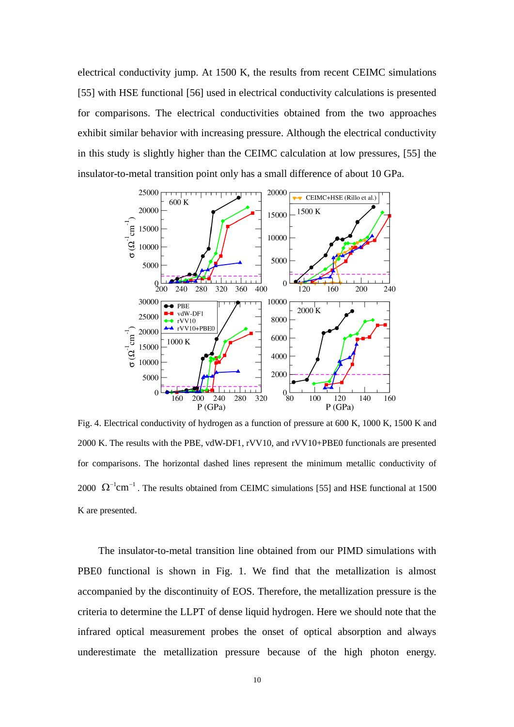electrical conductivity jump. At 1500 K, the results from recent CEIMC simulations [55] with HSE functional [56] used in electrical conductivity calculations is presented for comparisons. The electrical conductivities obtained from the two approaches exhibit similar behavior with increasing pressure. Although the electrical conductivity in this study is slightly higher than the CEIMC calculation at low pressures, [55] the insulator-to-metal transition point only has a small difference of about 10 GPa.

Fig. 4. Electrical conductivity of hydrogen as a function of pressure at 600 K, 1000 K, 1500 K and 2000 K. The results with the PBE, vdW-DF1, rVV10, and rVV10+PBE0 functionals are presented for comparisons. The horizontal dashed lines represent the minimum metallic conductivity of 2000 $\Omega^{-1}\text{cm}^{-1}$. The results obtained from CEIMC simulations [55] and HSE functional at 1500 K are presented.

The insulator-to-metal transition line obtained from our PIMD simulations with PBE0 functional is shown in Fig. 1. We find that the metallization is almost accompanied by the discontinuity of EOS. Therefore, the metallization pressure is the criteria to determine the LLPT of dense liquid hydrogen. Here we should note that the infrared optical measurement probes the onset of optical absorption and always underestimate the metallization pressure because of the high photon energy.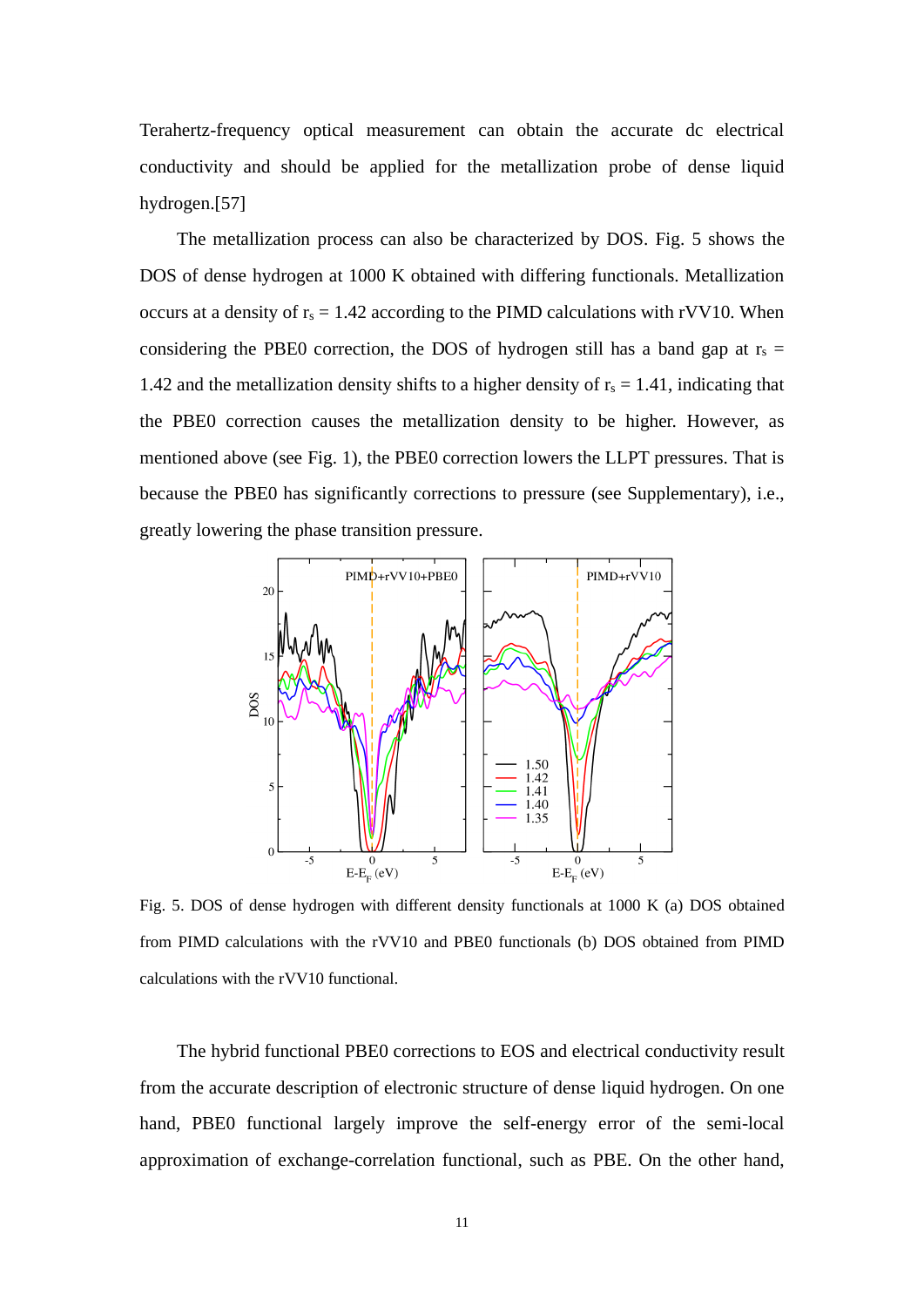Terahertz-frequency optical measurement can obtain the accurate dc electrical conductivity and should be applied for the metallization probe of dense liquid hydrogen.[57]

The metallization process can also be characterized by DOS. Fig. 5 shows the DOS of dense hydrogen at 1000 K obtained with differing functionals. Metallization occurs at a density of $r_s = 1.42$ according to the PIMD calculations with rVV10. When considering the PBE0 correction, the DOS of hydrogen still has a band gap at $r_s = 1.42$ and the metallization density shifts to a higher density of $r_s = 1.41$, indicating that the PBE0 correction causes the metallization density to be higher. However, as mentioned above (see Fig. 1), the PBE0 correction lowers the LLPT pressures. That is because the PBE0 has significantly corrections to pressure (see Supplementary), i.e., greatly lowering the phase transition pressure.

Fig. 5. DOS of dense hydrogen with different density functionals at 1000 K (a) DOS obtained from PIMD calculations with the rVV10 and PBE0 functionals (b) DOS obtained from PIMD calculations with the rVV10 functional.

The hybrid functional PBE0 corrections to EOS and electrical conductivity result from the accurate description of electronic structure of dense liquid hydrogen. On one hand, PBE0 functional largely improve the self-energy error of the semi-local approximation of exchange-correlation functional, such as PBE. On the other hand,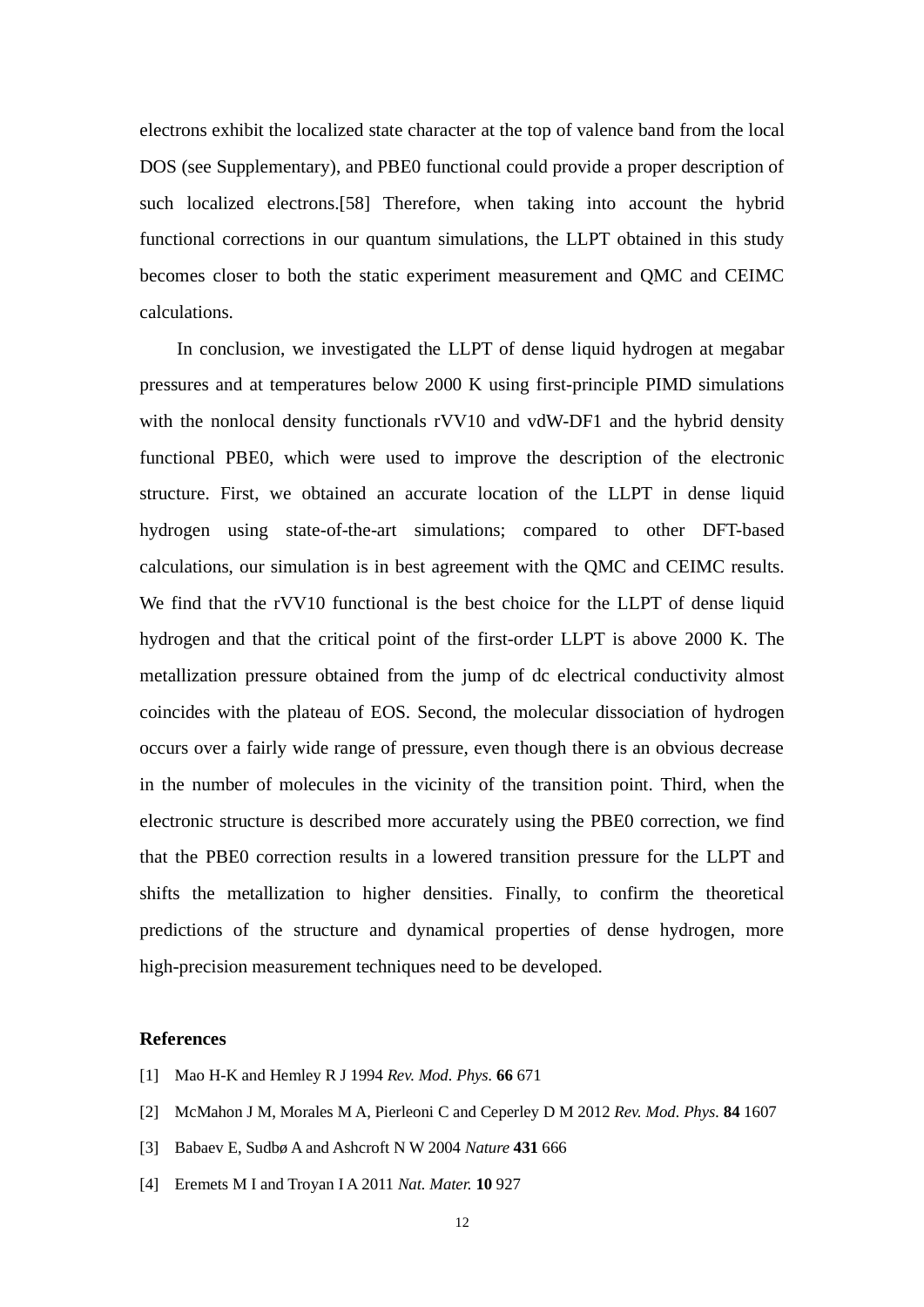electrons exhibit the localized state character at the top of valence band from the local DOS (see Supplementary), and PBE0 functional could provide a proper description of such localized electrons.[58] Therefore, when taking into account the hybrid functional corrections in our quantum simulations, the LLPT obtained in this study becomes closer to both the static experiment measurement and QMC and CEIMC calculations.

In conclusion, we investigated the LLPT of dense liquid hydrogen at megabar pressures and at temperatures below 2000 K using first-principle PIMD simulations with the nonlocal density functionals rVV10 and vdW-DF1 and the hybrid density functional PBE0, which were used to improve the description of the electronic structure. First, we obtained an accurate location of the LLPT in dense liquid hydrogen using state-of-the-art simulations; compared to other DFT-based calculations, our simulation is in best agreement with the QMC and CEIMC results. We find that the rVV10 functional is the best choice for the LLPT of dense liquid hydrogen and that the critical point of the first-order LLPT is above 2000 K. The metallization pressure obtained from the jump of dc electrical conductivity almost coincides with the plateau of EOS. Second, the molecular dissociation of hydrogen occurs over a fairly wide range of pressure, even though there is an obvious decrease in the number of molecules in the vicinity of the transition point. Third, when the electronic structure is described more accurately using the PBE0 correction, we find that the PBE0 correction results in a lowered transition pressure for the LLPT and shifts the metallization to higher densities. Finally, to confirm the theoretical predictions of the structure and dynamical properties of dense hydrogen, more high-precision measurement techniques need to be developed.

## References

[1] Mao H-K and Hemley R J 1994 *Rev. Mod. Phys.* **66** 671

[2] McMahon J M, Morales M A, Pierleoni C and Ceperley D M 2012 *Rev. Mod. Phys.* **84** 1607

[3] Babaev E, Sudbø A and Ashcroft N W 2004 *Nature* **431** 666

[4] Eremets M I and Troyan I A 2011 *Nat. Mater.* **10** 927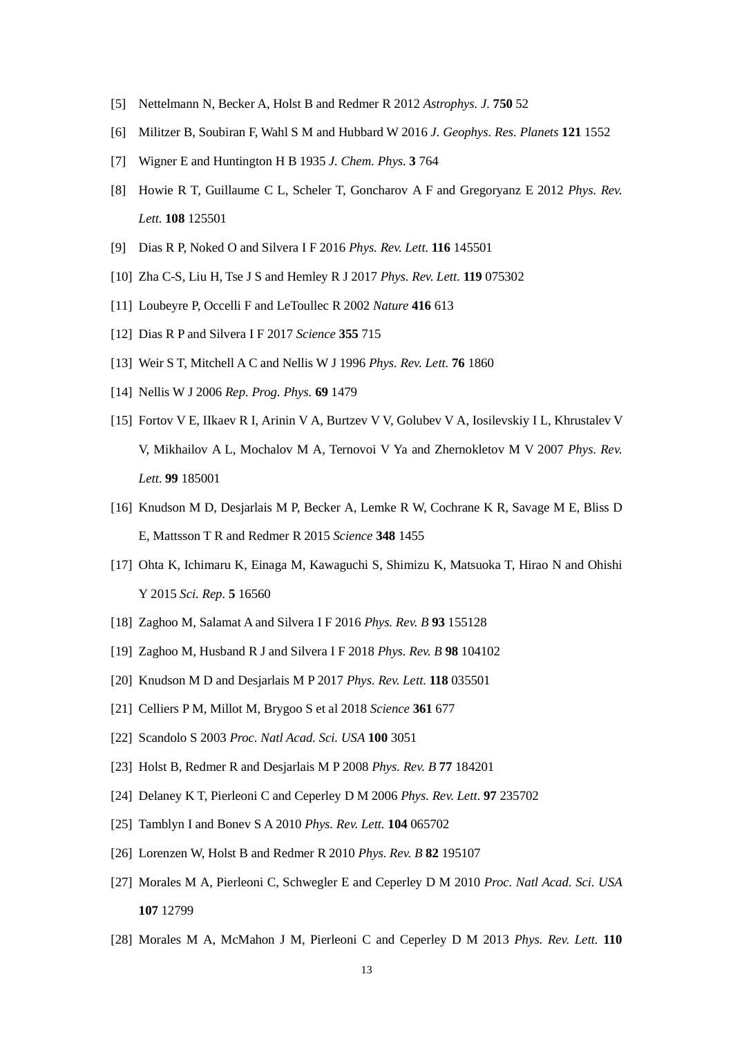[5] Nettelmann N, Becker A, Holst B and Redmer R 2012 *Astrophys. J.* **750** 52

[6] Militzer B, Soubiran F, Wahl S M and Hubbard W 2016 *J. Geophys. Res. Planets* **121** 1552

[7] Wigner E and Huntington H B 1935 *J. Chem. Phys.* **3** 764

[8] Howie R T, Guillaume C L, Scheler T, Goncharov A F and Gregoryanz E 2012 *Phys. Rev. Lett.* **108** 125501

[9] Dias R P, Noked O and Silvera I F 2016 *Phys. Rev. Lett.* **116** 145501

[10] Zha C-S, Liu H, Tse J S and Hemley R J 2017 *Phys. Rev. Lett.* **119** 075302

[11] Loubeyre P, Occelli F and LeToullec R 2002 *Nature* **416** 613

[12] Dias R P and Silvera I F 2017 *Science* **355** 715

[13] Weir S T, Mitchell A C and Nellis W J 1996 *Phys. Rev. Lett.* **76** 1860

[14] Nellis W J 2006 *Rep. Prog. Phys.* **69** 1479

[15] Fortov V E, IIkaev R I, Arinin V A, Burtzev V V, Golubev V A, Iosilevskiy I L, Khrustalev V V, Mikhailov A L, Mochalov M A, Ternovoi V Ya and Zhernokletov M V 2007 *Phys. Rev. Lett.* **99** 185001

[16] Knudson M D, Desjarlais M P, Becker A, Lemke R W, Cochrane K R, Savage M E, Bliss D E, Mattsson T R and Redmer R 2015 *Science* **348** 1455

[17] Ohta K, Ichimaru K, Einaga M, Kawaguchi S, Shimizu K, Matsuoka T, Hirao N and Ohishi Y 2015 *Sci. Rep.* **5** 16560

[18] Zaghoo M, Salamat A and Silvera I F 2016 *Phys. Rev. B* **93** 155128

[19] Zaghoo M, Husband R J and Silvera I F 2018 *Phys. Rev. B* **98** 104102

[20] Knudson M D and Desjarlais M P 2017 *Phys. Rev. Lett.* **118** 035501

[21] Celliers P M, Millot M, Brygoo S et al 2018 *Science* **361** 677

[22] Scandolo S 2003 *Proc. Natl Acad. Sci. USA* **100** 3051

[23] Holst B, Redmer R and Desjarlais M P 2008 *Phys. Rev. B* **77** 184201

[24] Delaney K T, Pierleoni C and Ceperley D M 2006 *Phys. Rev. Lett.* **97** 235702

[25] Tamblyn I and Bonev S A 2010 *Phys. Rev. Lett.* **104** 065702

[26] Lorenzen W, Holst B and Redmer R 2010 *Phys. Rev. B* **82** 195107

[27] Morales M A, Pierleoni C, Schwegler E and Ceperley D M 2010 *Proc. Natl Acad. Sci. USA* **107** 12799

[28] Morales M A, McMahon J M, Pierleoni C and Ceperley D M 2013 *Phys. Rev. Lett.* **110**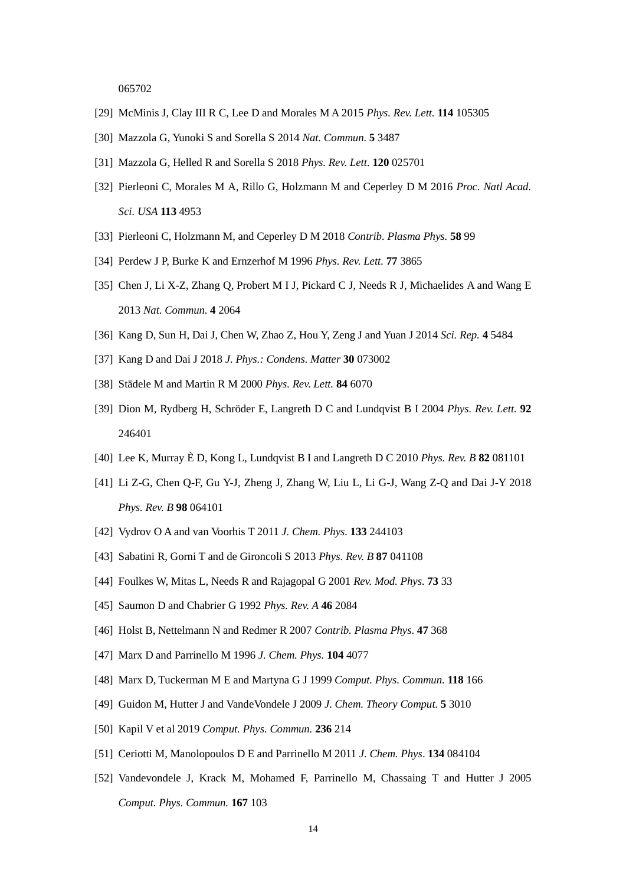065702

[29] McMinis J, Clay III R C, Lee D and Morales M A 2015 *Phys. Rev. Lett.* **114** 105305

[30] Mazzola G, Yunoki S and Sorella S 2014 *Nat. Commun.* **5** 3487

[31] Mazzola G, Helled R and Sorella S 2018 *Phys. Rev. Lett*. **120** 025701

[32] Pierleoni C, Morales M A, Rillo G, Holzmann M and Ceperley D M 2016 *Proc. Natl Acad. Sci. USA* **113** 4953

[33] Pierleoni C, Holzmann M, and Ceperley D M 2018 *Contrib. Plasma Phys.* **58** 99

[34] Perdew J P, Burke K and Ernzerhof M 1996 *Phys. Rev. Lett*. **77** 3865

[35] Chen J, Li X-Z, Zhang Q, Probert M I J, Pickard C J, Needs R J, Michaelides A and Wang E 2013 *Nat. Commun.* **4** 2064

[36] Kang D, Sun H, Dai J, Chen W, Zhao Z, Hou Y, Zeng J and Yuan J 2014 *Sci. Rep.* **4** 5484

[37] Kang D and Dai J 2018 *J. Phys.: Condens. Matter* **30** 073002

[38] Städele M and Martin R M 2000 *Phys. Rev. Lett.* **84** 6070

[39] Dion M, Rydberg H, Schröder E, Langreth D C and Lundqvist B I 2004 *Phys. Rev. Lett.* **92** 246401

[40] Lee K, Murray È D, Kong L, Lundqvist B I and Langreth D C 2010 *Phys. Rev. B* **82** 081101

[41] Li Z-G, Chen Q-F, Gu Y-J, Zheng J, Zhang W, Liu L, Li G-J, Wang Z-Q and Dai J-Y 2018 *Phys. Rev. B* **98** 064101

[42] Vydrov O A and van Voorhis T 2011 *J. Chem. Phys.* **133** 244103

[43] Sabatini R, Gorni T and de Gironcoli S 2013 *Phys. Rev. B* **87** 041108

[44] Foulkes W, Mitas L, Needs R and Rajagopal G 2001 *Rev. Mod. Phys*. **73** 33

[45] Saumon D and Chabrier G 1992 *Phys. Rev. A* **46** 2084

[46] Holst B, Nettelmann N and Redmer R 2007 *Contrib. Plasma Phys.* **47** 368

[47] Marx D and Parrinello M 1996 *J. Chem. Phys.* **104** 4077

[48] Marx D, Tuckerman M E and Martyna G J 1999 *Comput. Phys. Commun.* **118** 166

[49] Guidon M, Hutter J and VandeVondele J 2009 *J. Chem. Theory Comput*. **5** 3010

[50] Kapil V et al 2019 *Comput. Phys. Commun.* **236** 214

[51] Ceriotti M, Manolopoulos D E and Parrinello M 2011 *J. Chem. Phys*. **134** 084104

[52] Vandevondele J, Krack M, Mohamed F, Parrinello M, Chassaing T and Hutter J 2005 *Comput. Phys. Commun.* **167** 103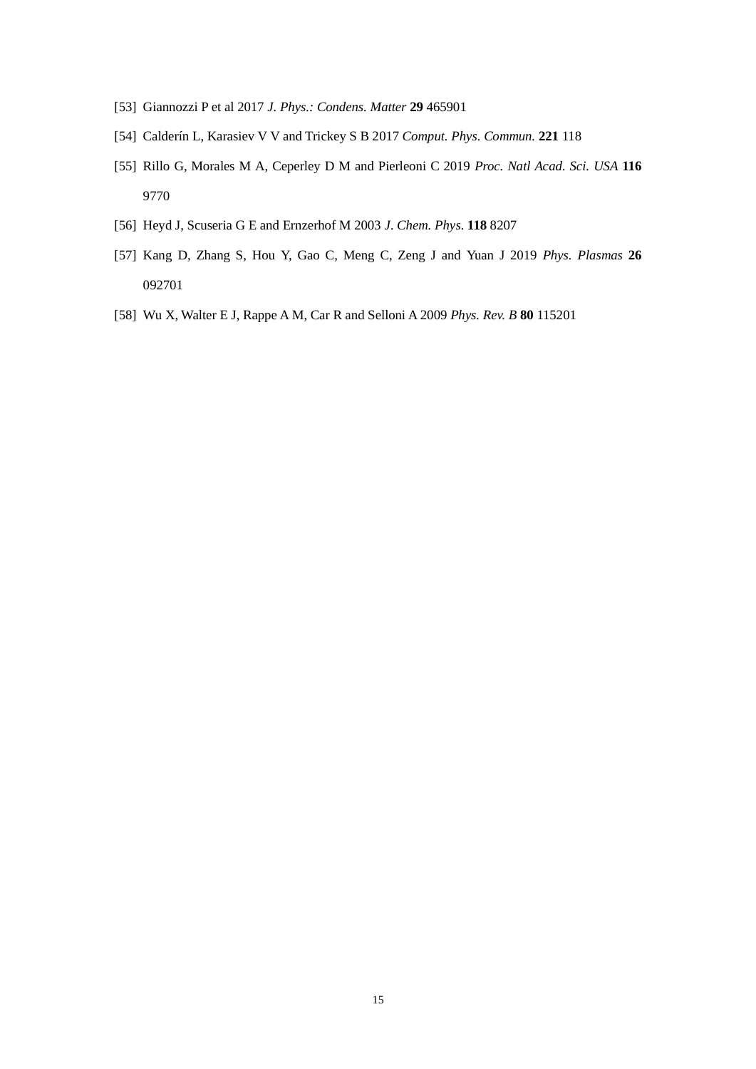[53] Giannozzi P et al 2017 *J. Phys.: Condens. Matter* **29** 465901

[54] Calderín L, Karasiev V V and Trickey S B 2017 *Comput. Phys. Commun.* **221** 118

[55] Rillo G, Morales M A, Ceperley D M and Pierleoni C 2019 *Proc. Natl Acad. Sci. USA* **116** 9770

[56] Heyd J, Scuseria G E and Ernzerhof M 2003 *J. Chem. Phys.* **118** 8207

[57] Kang D, Zhang S, Hou Y, Gao C, Meng C, Zeng J and Yuan J 2019 *Phys. Plasmas* **26** 092701

[58] Wu X, Walter E J, Rappe A M, Car R and Selloni A 2009 *Phys. Rev. B* **80** 115201